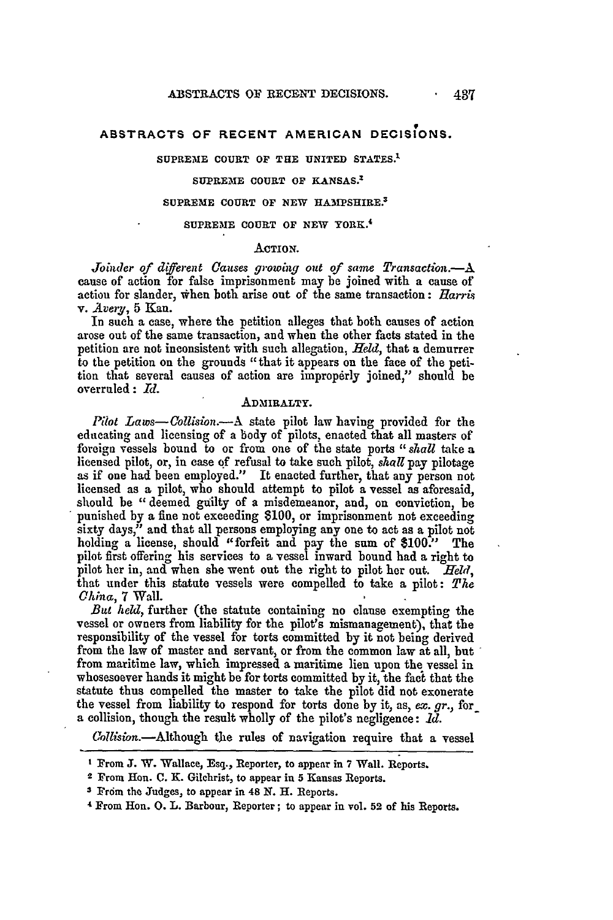## ABSTRACTS OF RECENT AMERICAN DECISIONS.

SUPREME COURT OF THE UNITED STATES.[1]

SUPREME COURT OF KANSAS.[2]

SUPREME COURT OF NEW HAMPSHIRE.[3]

SUPREME COURT OF NEW YORK.[4]

### ACTION.

*Joinder of different Causes growing out of same Transaction.*—A cause of action for false imprisonment may be joined with a cause of action for slander, when both arise out of the same transaction: *Harris* v. *Avery*, 5 Kan.

In such a case, where the petition alleges that both causes of action arose out of the same transaction, and when the other facts stated in the petition are not inconsistent with such allegation, *Held*, that a demurrer to the petition on the grounds "that it appears on the face of the petition that several causes of action are improperly joined," should be overruled: *Id.*

### ADMIRALTY.

*Pilot Laws—Collision.*—A state pilot law having provided for the educating and licensing of a body of pilots, enacted that all masters of foreign vessels bound to or from one of the state ports "*shall* take a licensed pilot, or, in case of refusal to take such pilot, *shall* pay pilotage as if one had been employed." It enacted further, that any person not licensed as a pilot, who should attempt to pilot a vessel as aforesaid, should be "deemed guilty of a misdemeanor, and, on conviction, be punished by a fine not exceeding $100, or imprisonment not exceeding sixty days," and that all persons employing any one to act as a pilot not holding a license, should "forfeit and pay the sum of $100." The pilot first offering his services to a vessel inward bound had a right to pilot her in, and when she went out the right to pilot her out. *Held*, that under this statute vessels were compelled to take a pilot: *The China*, 7 Wall.

*But held*, further (the statute containing no clause exempting the vessel or owners from liability for the pilot's mismanagement), that the responsibility of the vessel for torts committed by it not being derived from the law of master and servant, or from the common law at all, but from maritime law, which impressed a maritime lien upon the vessel in whosesoever hands it might be for torts committed by it, the fact that the statute thus compelled the master to take the pilot did not exonerate the vessel from liability to respond for torts done by it, as, *ex. gr.*, for a collision, though the result wholly of the pilot's negligence: *Id.*

*Collision.*—Although the rules of navigation require that a vessel

---

[1] From J. W. Wallace, Esq., Reporter, to appear in 7 Wall. Reports.

[2] From Hon. C. K. Gilchrist, to appear in 5 Kansas Reports.

[3] From the Judges, to appear in 48 N. H. Reports.

[4] From Hon. O. L. Barbour, Reporter; to appear in vol. 52 of his Reports.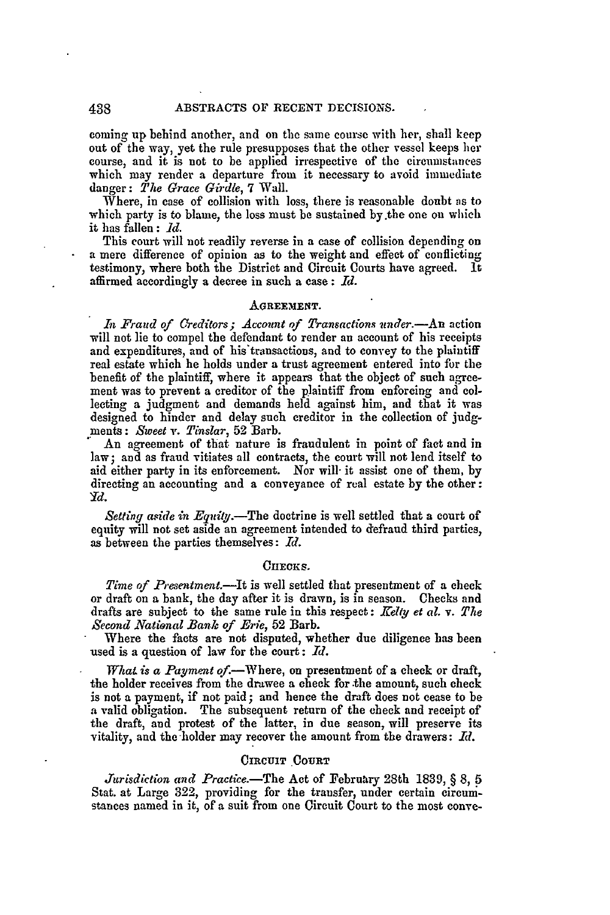coming up behind another, and on the same course with her, shall keep out of the way, yet the rule presupposes that the other vessel keeps her course, and it is not to be applied irrespective of the circumstances which may render a departure from it necessary to avoid immediate danger: *The Grace Girdle*, 7 Wall.

Where, in case of collision with loss, there is reasonable doubt as to which party is to blame, the loss must be sustained by the one on which it has fallen: *Id.*

This court will not readily reverse in a case of collision depending on a mere difference of opinion as to the weight and effect of conflicting testimony, where both the District and Circuit Courts have agreed. It affirmed accordingly a decree in such a case: *Id.*

### AGREEMENT.

*In Fraud of Creditors; Account of Transactions under.*—An action will not lie to compel the defendant to render an account of his receipts and expenditures, and of his transactions, and to convey to the plaintiff real estate which he holds under a trust agreement entered into for the benefit of the plaintiff, where it appears that the object of such agreement was to prevent a creditor of the plaintiff from enforcing and collecting a judgment and demands held against him, and that it was designed to hinder and delay such creditor in the collection of judgments: *Sweet* v. *Tinslar*, 52 Barb.

An agreement of that nature is fraudulent in point of fact and in law; and as fraud vitiates all contracts, the court will not lend itself to aid either party in its enforcement. Nor will it assist one of them, by directing an accounting and a conveyance of real estate by the other: *Id.*

*Setting aside in Equity.*—The doctrine is well settled that a court of equity will not set aside an agreement intended to defraud third parties, as between the parties themselves: *Id.*

### CHECKS.

*Time of Presentment.*—It is well settled that presentment of a check or draft on a bank, the day after it is drawn, is in season. Checks and drafts are subject to the same rule in this respect: *Kelty et al.* v. *The Second National Bank of Erie*, 52 Barb.

Where the facts are not disputed, whether due diligence has been used is a question of law for the court: *Id.*

*What is a Payment of.*—Where, on presentment of a check or draft, the holder receives from the drawee a check for the amount, such check is not a payment, if not paid; and hence the draft does not cease to be a valid obligation. The subsequent return of the check and receipt of the draft, and protest of the latter, in due season, will preserve its vitality, and the holder may recover the amount from the drawers: *Id.*

### CIRCUIT COURT

*Jurisdiction and Practice.*—The Act of February 28th 1839, § 8, 5 Stat. at Large 322, providing for the transfer, under certain circumstances named in it, of a suit from one Circuit Court to the most conve-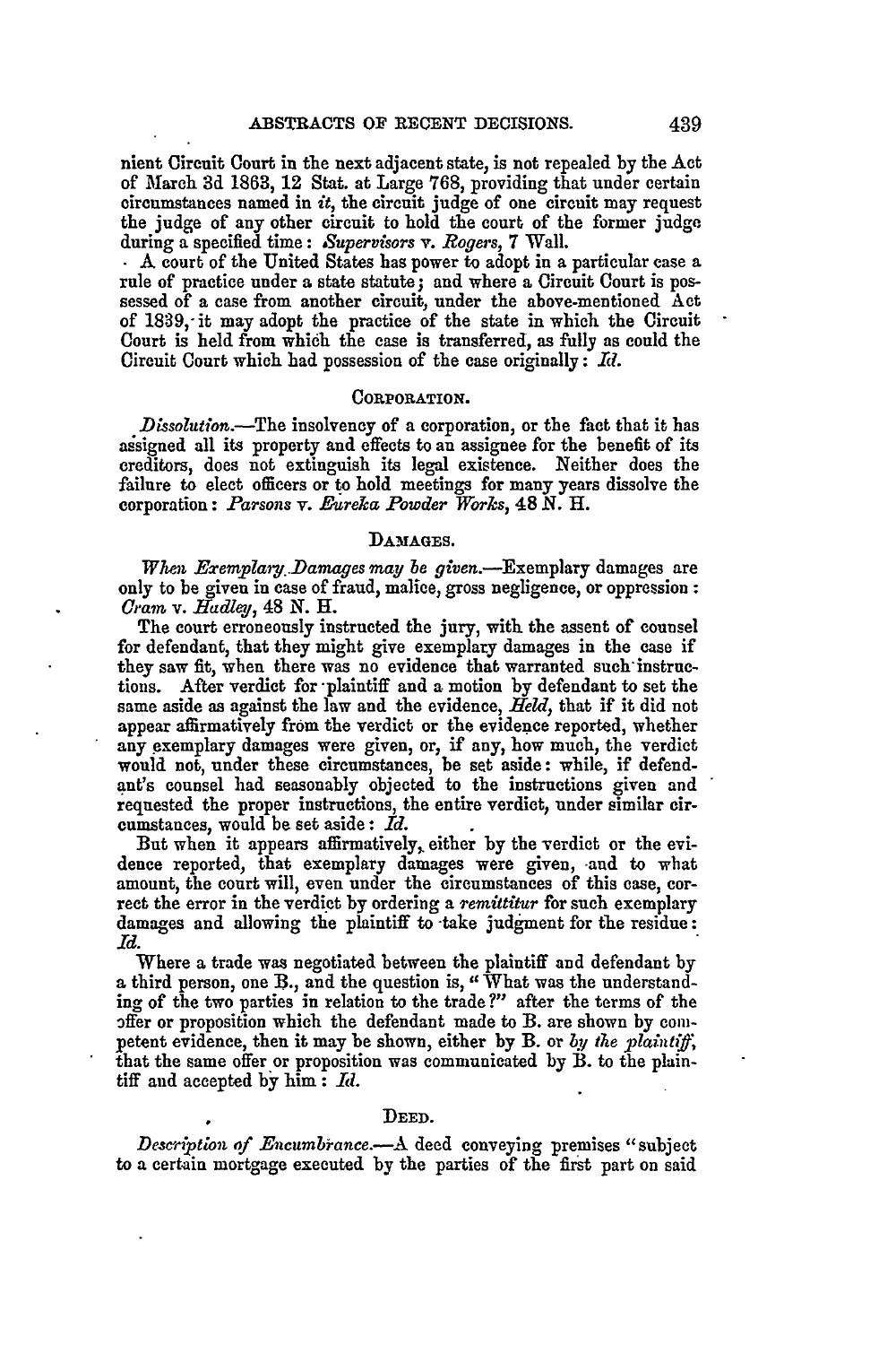nient Circuit Court in the next adjacent state, is not repealed by the Act of March 3d 1863, 12 Stat. at Large 768, providing that under certain circumstances named in *it*, the circuit judge of one circuit may request the judge of any other circuit to hold the court of the former judge during a specified time: *Supervisors* v. *Rogers*, 7 Wall.

A court of the United States has power to adopt in a particular case a rule of practice under a state statute; and where a Circuit Court is possessed of a case from another circuit, under the above-mentioned Act of 1839, it may adopt the practice of the state in which the Circuit Court is held from which the case is transferred, as fully as could the Circuit Court which had possession of the case originally: *Id.*

## CORPORATION.

*Dissolution.*—The insolvency of a corporation, or the fact that it has assigned all its property and effects to an assignee for the benefit of its creditors, does not extinguish its legal existence. Neither does the failure to elect officers or to hold meetings for many years dissolve the corporation: *Parsons* v. *Eureka Powder Works*, 48 N. H.

## DAMAGES.

*When Exemplary Damages may be given.*—Exemplary damages are only to be given in case of fraud, malice, gross negligence, or oppression: *Cram* v. *Hadley*, 48 N. H.

The court erroneously instructed the jury, with the assent of counsel for defendant, that they might give exemplary damages in the case if they saw fit, when there was no evidence that warranted such instructions. After verdict for plaintiff and a motion by defendant to set the same aside as against the law and the evidence, *Held*, that if it did not appear affirmatively from the verdict or the evidence reported, whether any exemplary damages were given, or, if any, how much, the verdict would not, under these circumstances, be set aside: while, if defendant's counsel had seasonably objected to the instructions given and requested the proper instructions, the entire verdict, under similar circumstances, would be set aside: *Id.*

But when it appears affirmatively, either by the verdict or the evidence reported, that exemplary damages were given, and to what amount, the court will, even under the circumstances of this case, correct the error in the verdict by ordering a *remittitur* for such exemplary damages and allowing the plaintiff to take judgment for the residue: *Id.*

Where a trade was negotiated between the plaintiff and defendant by a third person, one B., and the question is, "What was the understanding of the two parties in relation to the trade?" after the terms of the offer or proposition which the defendant made to B. are shown by competent evidence, then it may be shown, either by B. or *by the plaintiff*, that the same offer or proposition was communicated by B. to the plaintiff and accepted by him: *Id.*

## DEED.

*Description of Encumbrance.*—A deed conveying premises "subject to a certain mortgage executed by the parties of the first part on said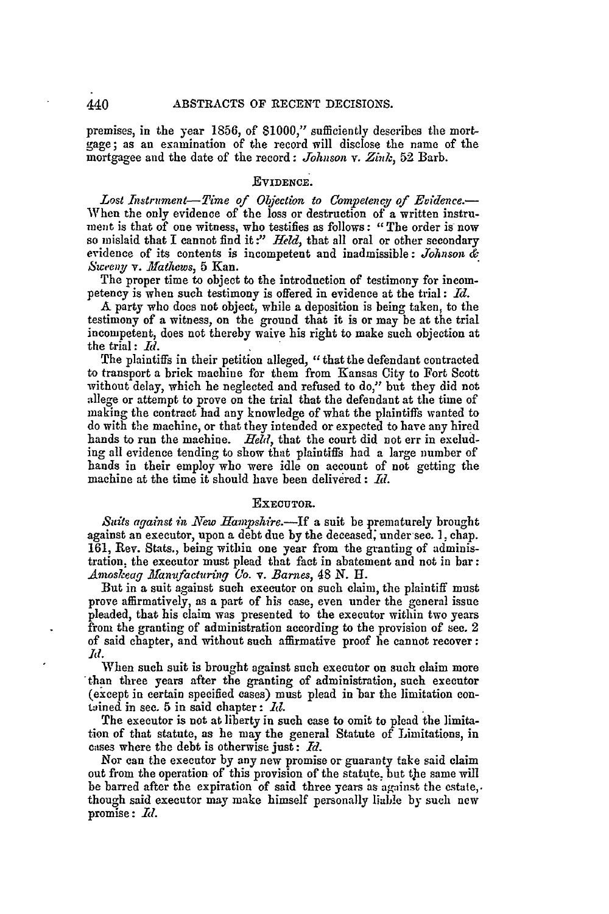premises, in the year 1856, of $1000," sufficiently describes the mortgage; as an examination of the record will disclose the name of the mortgagee and the date of the record: *Johnson* v. *Zink*, 52 Barb.

### EVIDENCE.

*Lost Instrument—Time of Objection to Competency of Evidence.*—When the only evidence of the loss or destruction of a written instrument is that of one witness, who testifies as follows: "The order is now so mislaid that I cannot find it:" *Held*, that all oral or other secondary evidence of its contents is incompetent and inadmissible: *Johnson & Sweeny* v. *Mathews*, 5 Kan.

The proper time to object to the introduction of testimony for incompetency is when such testimony is offered in evidence at the trial: *Id.*

A party who does not object, while a deposition is being taken, to the testimony of a witness, on the ground that it is or may be at the trial incompetent, does not thereby waive his right to make such objection at the trial: *Id.*

The plaintiffs in their petition alleged, "that the defendant contracted to transport a brick machine for them from Kansas City to Fort Scott without delay, which he neglected and refused to do," but they did not allege or attempt to prove on the trial that the defendant at the time of making the contract had any knowledge of what the plaintiffs wanted to do with the machine, or that they intended or expected to have any hired hands to run the machine. *Held*, that the court did not err in excluding all evidence tending to show that plaintiffs had a large number of hands in their employ who were idle on account of not getting the machine at the time it should have been delivered: *Id.*

### EXECUTOR.

*Suits against in New Hampshire.*—If a suit be prematurely brought against an executor, upon a debt due by the deceased, under sec. 1, chap. 161, Rev. Stats., being within one year from the granting of administration, the executor must plead that fact in abatement and not in bar: *Amoskeag Manufacturing Co.* v. *Barnes*, 48 N. H.

But in a suit against such executor on such claim, the plaintiff must prove affirmatively, as a part of his case, even under the general issue pleaded, that his claim was presented to the executor within two years from the granting of administration according to the provision of sec. 2 of said chapter, and without such affirmative proof he cannot recover: *Id.*

When such suit is brought against such executor on such claim more than three years after the granting of administration, such executor (except in certain specified cases) must plead in bar the limitation contained in sec. 5 in said chapter: *Id.*

The executor is not at liberty in such case to omit to plead the limitation of that statute, as he may the general Statute of Limitations, in cases where the debt is otherwise just: *Id.*

Nor can the executor by any new promise or guaranty take said claim out from the operation of this provision of the statute, but the same will be barred after the expiration of said three years as against the estate, though said executor may make himself personally liable by such new promise: *Id.*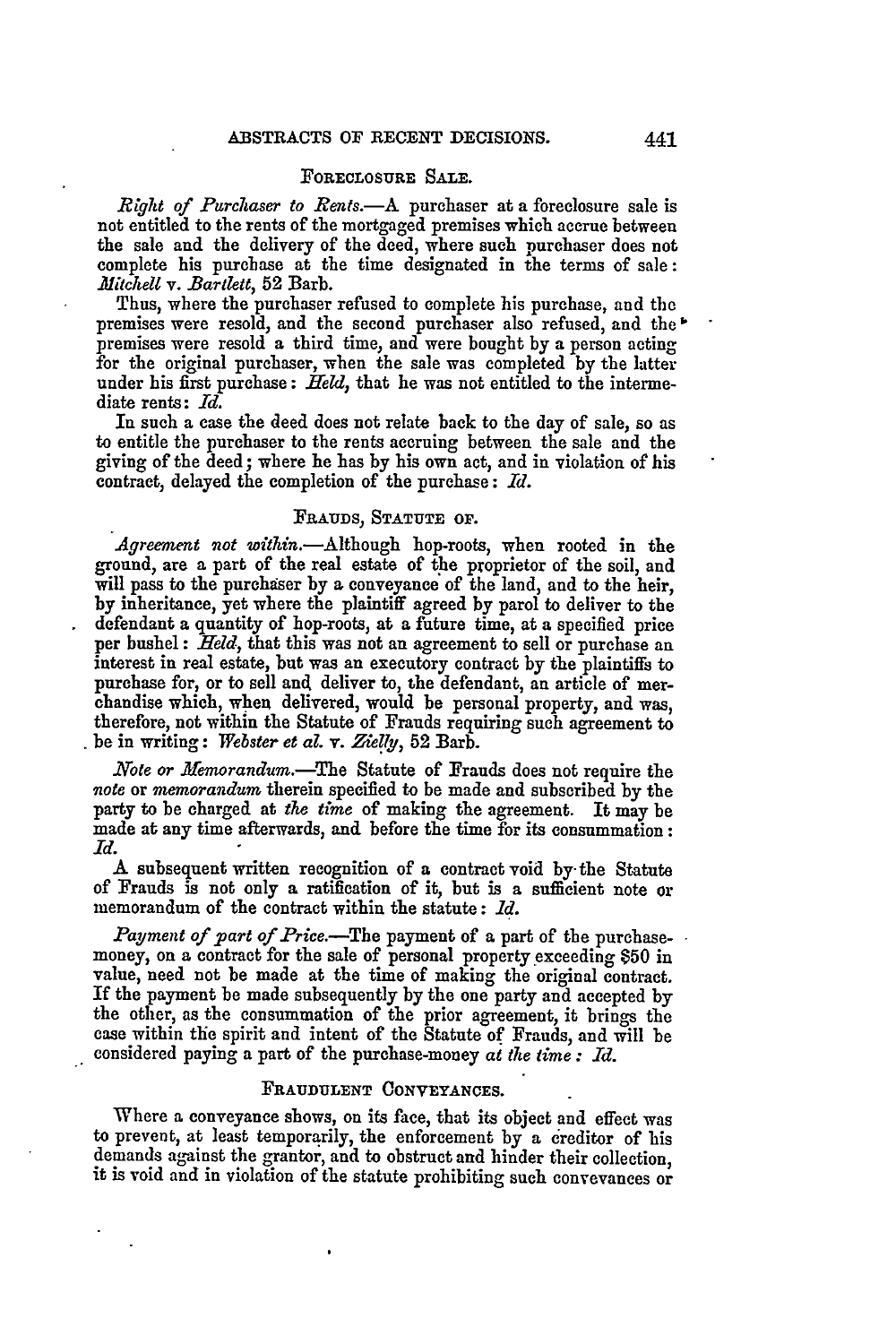### FORECLOSURE SALE.

*Right of Purchaser to Rents.*—A purchaser at a foreclosure sale is not entitled to the rents of the mortgaged premises which accrue between the sale and the delivery of the deed, where such purchaser does not complete his purchase at the time designated in the terms of sale: *Mitchell* v. *Bartlett*, 52 Barb.

Thus, where the purchaser refused to complete his purchase, and the premises were resold, and the second purchaser also refused, and the premises were resold a third time, and were bought by a person acting for the original purchaser, when the sale was completed by the latter under his first purchase: *Held*, that he was not entitled to the intermediate rents: *Id.*

In such a case the deed does not relate back to the day of sale, so as to entitle the purchaser to the rents accruing between the sale and the giving of the deed; where he has by his own act, and in violation of his contract, delayed the completion of the purchase: *Id.*

### FRAUDS, STATUTE OF.

*Agreement not within.*—Although hop-roots, when rooted in the ground, are a part of the real estate of the proprietor of the soil, and will pass to the purchaser by a conveyance of the land, and to the heir, by inheritance, yet where the plaintiff agreed by parol to deliver to the defendant a quantity of hop-roots, at a future time, at a specified price per bushel: *Held*, that this was not an agreement to sell or purchase an interest in real estate, but was an executory contract by the plaintiffs to purchase for, or to sell and deliver to, the defendant, an article of merchandise which, when delivered, would be personal property, and was, therefore, not within the Statute of Frauds requiring such agreement to be in writing: *Webster et al.* v. *Zielly*, 52 Barb.

*Note or Memorandum.*—The Statute of Frauds does not require the *note* or *memorandum* therein specified to be made and subscribed by the party to be charged at *the time* of making the agreement. It may be made at any time afterwards, and before the time for its consummation: *Id.*

A subsequent written recognition of a contract void by the Statute of Frauds is not only a ratification of it, but is a sufficient note or memorandum of the contract within the statute: *Id.*

*Payment of part of Price.*—The payment of a part of the purchase-money, on a contract for the sale of personal property exceeding $50 in value, need not be made at the time of making the original contract. If the payment be made subsequently by the one party and accepted by the other, as the consummation of the prior agreement, it brings the case within the spirit and intent of the Statute of Frauds, and will be considered paying a part of the purchase-money *at the time*: *Id.*

### FRAUDULENT CONVEYANCES.

Where a conveyance shows, on its face, that its object and effect was to prevent, at least temporarily, the enforcement by a creditor of his demands against the grantor, and to obstruct and hinder their collection, it is void and in violation of the statute prohibiting such conveyances or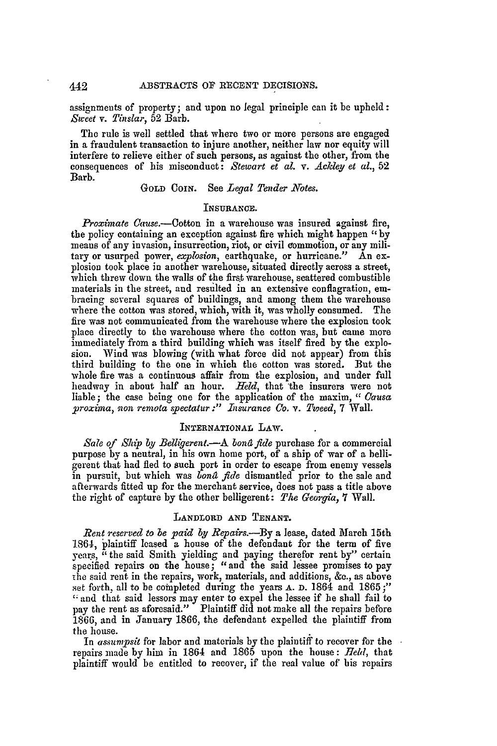assignments of property; and upon no legal principle can it be upheld: *Sweet* v. *Tinslar*, 52 Barb.

The rule is well settled that where two or more persons are engaged in a fraudulent transaction to injure another, neither law nor equity will interfere to relieve either of such persons, as against the other, from the consequences of his misconduct: *Stewart et al.* v. *Ackley et al.*, 52 Barb.

GOLD COIN. See *Legal Tender Notes.*

### INSURANCE.

*Proximate Cause.*—Cotton in a warehouse was insured against fire, the policy containing an exception against fire which might happen "by means of any invasion, insurrection, riot, or civil commotion, or any military or usurped power, *explosion*, earthquake, or hurricane." An explosion took place in another warehouse, situated directly across a street, which threw down the walls of the first warehouse, scattered combustible materials in the street, and resulted in an extensive conflagration, embracing several squares of buildings, and among them the warehouse where the cotton was stored, which, with it, was wholly consumed. The fire was not communicated from the warehouse where the explosion took place directly to the warehouse where the cotton was, but came more immediately from a third building which was itself fired by the explosion. Wind was blowing (with what force did not appear) from this third building to the one in which the cotton was stored. But the whole fire was a continuous affair from the explosion, and under full headway in about half an hour. *Held*, that the insurers were not liable; the case being one for the application of the maxim, "*Causa proxima, non remota spectatur:*" *Insurance Co.* v. *Tweed*, 7 Wall.

### INTERNATIONAL LAW.

*Sale of Ship by Belligerent.*—A *bonâ fide* purchase for a commercial purpose by a neutral, in his own home port, of a ship of war of a belligerent that had fled to such port in order to escape from enemy vessels in pursuit, but which was *bonâ fide* dismantled prior to the sale and afterwards fitted up for the merchant service, does not pass a title above the right of capture by the other belligerent: *The Georgia*, 7 Wall.

### LANDLORD AND TENANT.

*Rent reserved to be paid by Repairs.*—By a lease, dated March 15th 1864, plaintiff leased a house of the defendant for the term of five years, "the said Smith yielding and paying therefor rent by" certain specified repairs on the house; "and the said lessee promises to pay the said rent in the repairs, work, materials, and additions, &c., as above set forth, all to be completed during the years A. D. 1864 and 1865;" "and that said lessors may enter to expel the lessee if he shall fail to pay the rent as aforesaid." Plaintiff did not make all the repairs before 1866, and in January 1866, the defendant expelled the plaintiff from the house.

In *assumpsit* for labor and materials by the plaintiff to recover for the repairs made by him in 1864 and 1865 upon the house: *Held*, that plaintiff would be entitled to recover, if the real value of his repairs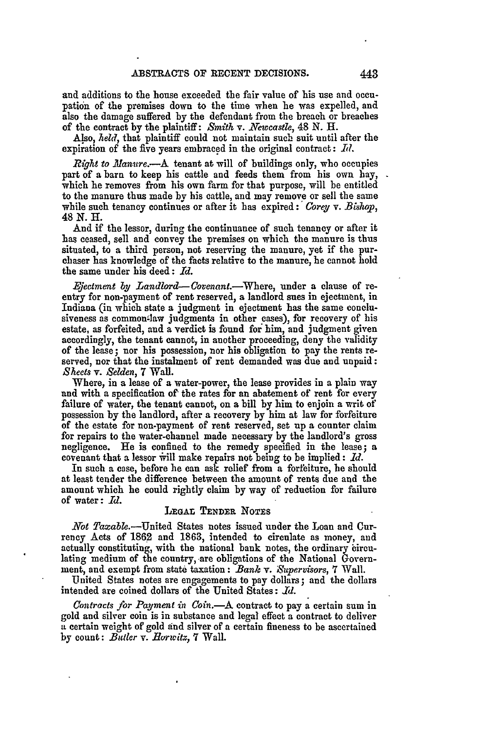and additions to the house exceeded the fair value of his use and occupation of the premises down to the time when he was expelled, and also the damage suffered by the defendant from the breach or breaches of the contract by the plaintiff: *Smith* v. *Newcastle*, 48 N. H.

Also, *held*, that plaintiff could not maintain such suit until after the expiration of the five years embraced in the original contract: *Id.*

*Right to Manure.*—A tenant at will of buildings only, who occupies part of a barn to keep his cattle and feeds them from his own hay, which he removes from his own farm for that purpose, will be entitled to the manure thus made by his cattle, and may remove or sell the same while such tenancy continues or after it has expired: *Corey* v. *Bishop*, 48 N. H.

And if the lessor, during the continuance of such tenancy or after it has ceased, sell and convey the premises on which the manure is thus situated, to a third person, not reserving the manure, yet if the purchaser has knowledge of the facts relative to the manure, he cannot hold the same under his deed: *Id.*

*Ejectment by Landlord—Covenant.*—Where, under a clause of re-entry for non-payment of rent reserved, a landlord sues in ejectment, in Indiana (in which state a judgment in ejectment has the same conclusiveness as common-law judgments in other cases), for recovery of his estate, as forfeited, and a verdict is found for him, and judgment given accordingly, the tenant cannot, in another proceeding, deny the validity of the lease; nor his possession, nor his obligation to pay the rents reserved, nor that the instalment of rent demanded was due and unpaid: *Sheets* v. *Selden*, 7 Wall.

Where, in a lease of a water-power, the lease provides in a plain way and with a specification of the rates for an abatement of rent for every failure of water, the tenant cannot, on a bill by him to enjoin a writ of possession by the landlord, after a recovery by him at law for forfeiture of the estate for non-payment of rent reserved, set up a counter claim for repairs to the water-channel made necessary by the landlord's gross negligence. He is confined to the remedy specified in the lease; a covenant that a lessor will make repairs not being to be implied: *Id.*

In such a case, before he can ask relief from a forfeiture, he should at least tender the difference between the amount of rents due and the amount which he could rightly claim by way of reduction for failure of water: *Id.*

## Legal Tender Notes

*Not Taxable.*—United States notes issued under the Loan and Currency Acts of 1862 and 1863, intended to circulate as money, and actually constituting, with the national bank notes, the ordinary circulating medium of the country, are obligations of the National Government, and exempt from state taxation: *Bank* v. *Supervisors*, 7 Wall.

United States notes are engagements to pay dollars; and the dollars intended are coined dollars of the United States: *Id.*

*Contracts for Payment in Coin.*—A contract to pay a certain sum in gold and silver coin is in substance and legal effect a contract to deliver a certain weight of gold and silver of a certain fineness to be ascertained by count: *Butler* v. *Horwitz*, 7 Wall.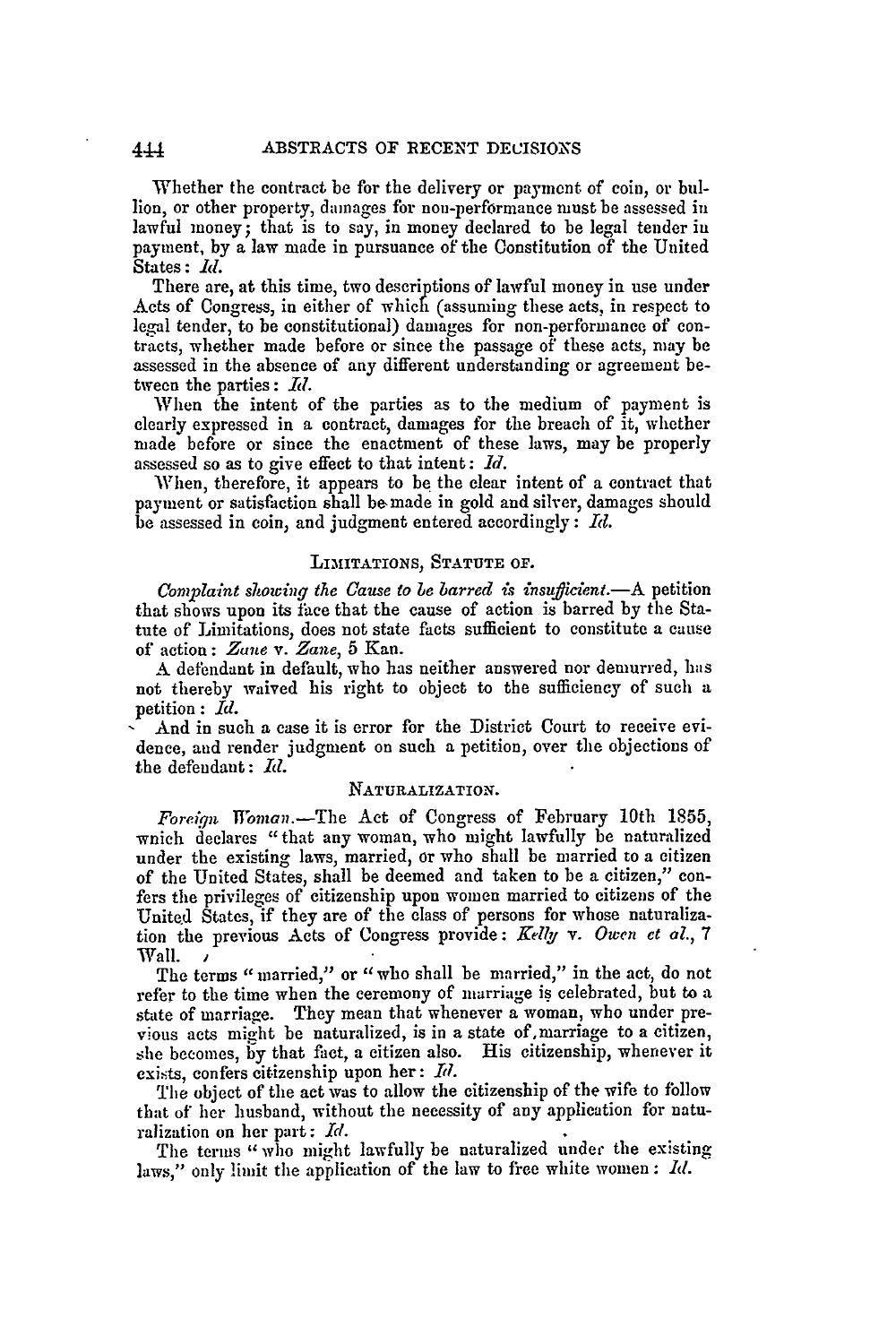Whether the contract be for the delivery or payment of coin, or bullion, or other property, damages for non-performance must be assessed in lawful money; that is to say, in money declared to be legal tender in payment, by a law made in pursuance of the Constitution of the United States: *Id.*

There are, at this time, two descriptions of lawful money in use under Acts of Congress, in either of which (assuming these acts, in respect to legal tender, to be constitutional) damages for non-performance of contracts, whether made before or since the passage of these acts, may be assessed in the absence of any different understanding or agreement between the parties: *Id.*

When the intent of the parties as to the medium of payment is clearly expressed in a contract, damages for the breach of it, whether made before or since the enactment of these laws, may be properly assessed so as to give effect to that intent: *Id.*

When, therefore, it appears to be the clear intent of a contract that payment or satisfaction shall be made in gold and silver, damages should be assessed in coin, and judgment entered accordingly: *Id.*

## LIMITATIONS, STATUTE OF.

*Complaint showing the Cause to be barred is insufficient.*—A petition that shows upon its face that the cause of action is barred by the Statute of Limitations, does not state facts sufficient to constitute a cause of action: *Zane* v. *Zane*, 5 Kan.

A defendant in default, who has neither answered nor demurred, has not thereby waived his right to object to the sufficiency of such a petition: *Id.*

And in such a case it is error for the District Court to receive evidence, and render judgment on such a petition, over the objections of the defendant: *Id.*

## NATURALIZATION.

*Foreign Woman.*—The Act of Congress of February 10th 1855, which declares "that any woman, who might lawfully be naturalized under the existing laws, married, or who shall be married to a citizen of the United States, shall be deemed and taken to be a citizen," confers the privileges of citizenship upon women married to citizens of the United States, if they are of the class of persons for whose naturalization the previous Acts of Congress provide: *Kelly* v. *Owen et al.*, 7 Wall.

The terms "married," or "who shall be married," in the act, do not refer to the time when the ceremony of marriage is celebrated, but to a state of marriage. They mean that whenever a woman, who under previous acts might be naturalized, is in a state of marriage to a citizen, she becomes, by that fact, a citizen also. His citizenship, whenever it exists, confers citizenship upon her: *Id.*

The object of the act was to allow the citizenship of the wife to follow that of her husband, without the necessity of any application for naturalization on her part: *Id.*

The terms "who might lawfully be naturalized under the existing laws," only limit the application of the law to free white women: *Id.*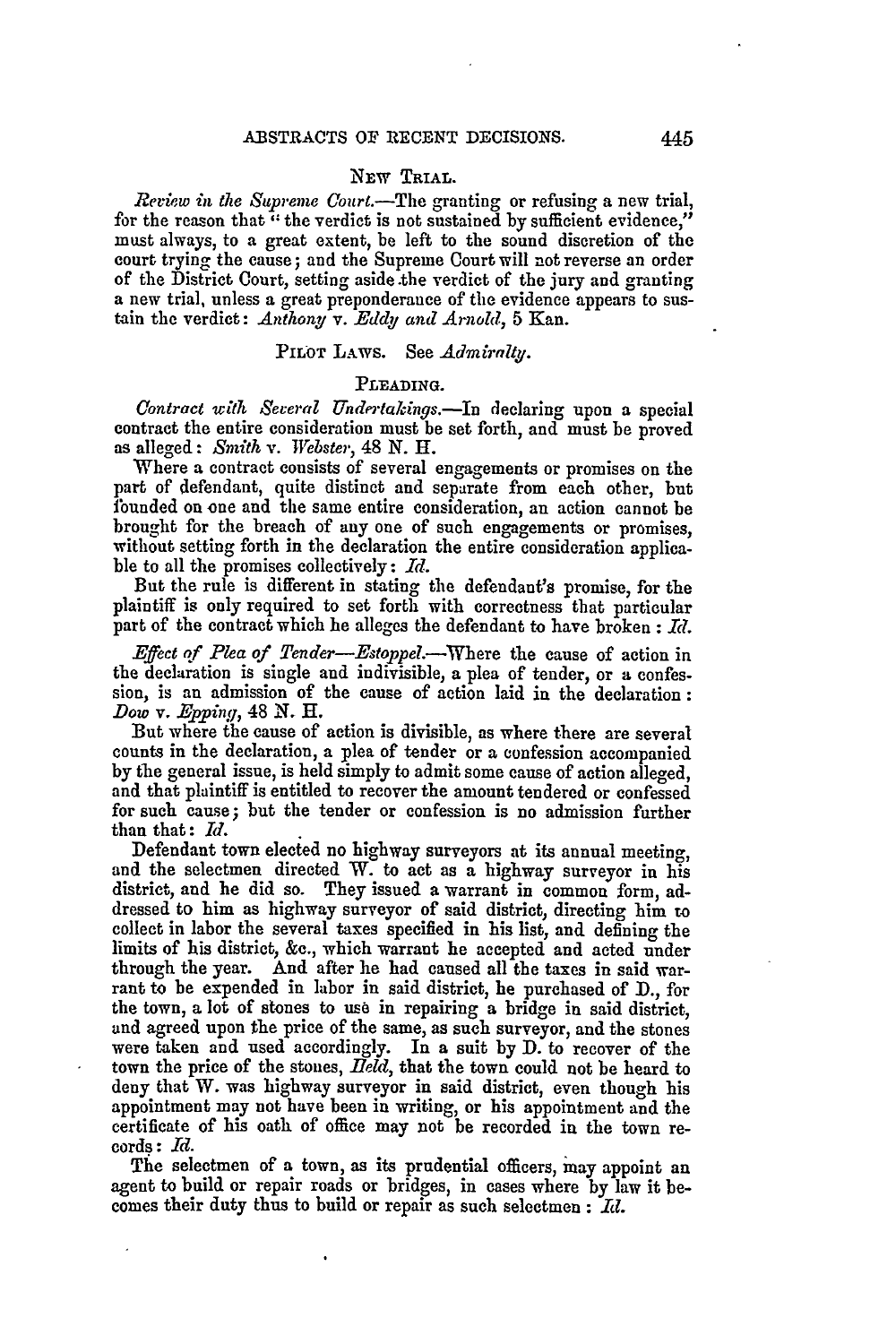### NEW TRIAL.

*Review in the Supreme Court.*—The granting or refusing a new trial, for the reason that "the verdict is not sustained by sufficient evidence," must always, to a great extent, be left to the sound discretion of the court trying the cause; and the Supreme Court will not reverse an order of the District Court, setting aside the verdict of the jury and granting a new trial, unless a great preponderance of the evidence appears to sustain the verdict: *Anthony* v. *Eddy and Arnold*, 5 Kan.

### PILOT LAWS. See *Admiralty*.

### PLEADING.

*Contract with Several Undertakings.*—In declaring upon a special contract the entire consideration must be set forth, and must be proved as alleged: *Smith* v. *Webster*, 48 N. H.

Where a contract consists of several engagements or promises on the part of defendant, quite distinct and separate from each other, but founded on one and the same entire consideration, an action cannot be brought for the breach of any one of such engagements or promises, without setting forth in the declaration the entire consideration applicable to all the promises collectively: *Id.*

But the rule is different in stating the defendant's promise, for the plaintiff is only required to set forth with correctness that particular part of the contract which he alleges the defendant to have broken: *Id.*

*Effect of Plea of Tender—Estoppel.*—Where the cause of action in the declaration is single and indivisible, a plea of tender, or a confession, is an admission of the cause of action laid in the declaration: *Dow* v. *Epping*, 48 N. H.

But where the cause of action is divisible, as where there are several counts in the declaration, a plea of tender or a confession accompanied by the general issue, is held simply to admit some cause of action alleged, and that plaintiff is entitled to recover the amount tendered or confessed for such cause; but the tender or confession is no admission further than that: *Id.*

Defendant town elected no highway surveyors at its annual meeting, and the selectmen directed W. to act as a highway surveyor in his district, and he did so. They issued a warrant in common form, addressed to him as highway surveyor of said district, directing him to collect in labor the several taxes specified in his list, and defining the limits of his district, &c., which warrant he accepted and acted under through the year. And after he had caused all the taxes in said warrant to be expended in labor in said district, he purchased of D., for the town, a lot of stones to use in repairing a bridge in said district, and agreed upon the price of the same, as such surveyor, and the stones were taken and used accordingly. In a suit by D. to recover of the town the price of the stones, *Held*, that the town could not be heard to deny that W. was highway surveyor in said district, even though his appointment may not have been in writing, or his appointment and the certificate of his oath of office may not be recorded in the town records: *Id.*

The selectmen of a town, as its prudential officers, may appoint an agent to build or repair roads or bridges, in cases where by law it becomes their duty thus to build or repair as such selectmen: *Id.*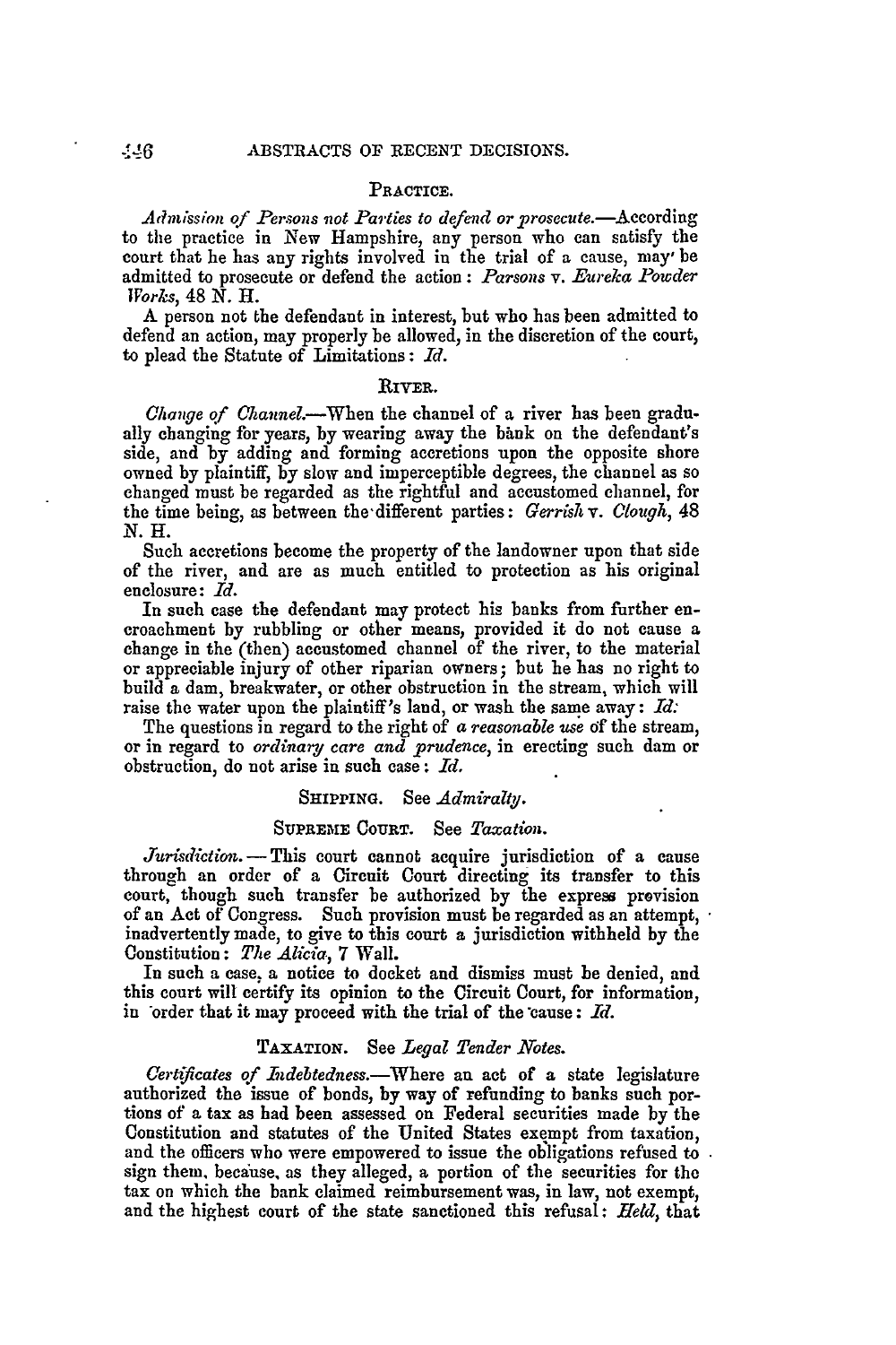## PRACTICE.

*Admission of Persons not Parties to defend or prosecute.*—According to the practice in New Hampshire, any person who can satisfy the court that he has any rights involved in the trial of a cause, may be admitted to prosecute or defend the action: *Parsons* v. *Eureka Powder Works*, 48 N. H.

A person not the defendant in interest, but who has been admitted to defend an action, may properly be allowed, in the discretion of the court, to plead the Statute of Limitations: *Id.*

## RIVER.

*Change of Channel.*—When the channel of a river has been gradually changing for years, by wearing away the bank on the defendant's side, and by adding and forming accretions upon the opposite shore owned by plaintiff, by slow and imperceptible degrees, the channel as so changed must be regarded as the rightful and accustomed channel, for the time being, as between the different parties: *Gerrish* v. *Clough*, 48 N. H.

Such accretions become the property of the landowner upon that side of the river, and are as much entitled to protection as his original enclosure: *Id.*

In such case the defendant may protect his banks from further encroachment by rubbling or other means, provided it do not cause a change in the (then) accustomed channel of the river, to the material or appreciable injury of other riparian owners; but he has no right to build a dam, breakwater, or other obstruction in the stream, which will raise the water upon the plaintiff's land, or wash the same away: *Id.*

The questions in regard to the right of *a reasonable use* of the stream, or in regard to *ordinary care and prudence*, in erecting such dam or obstruction, do not arise in such case: *Id.*

## SHIPPING. See *Admiralty*.

## SUPREME COURT. See *Taxation*.

*Jurisdiction.*—This court cannot acquire jurisdiction of a cause through an order of a Circuit Court directing its transfer to this court, though such transfer be authorized by the express provision of an Act of Congress. Such provision must be regarded as an attempt, inadvertently made, to give to this court a jurisdiction withheld by the Constitution: *The Alicia*, 7 Wall.

In such a case, a notice to docket and dismiss must be denied, and this court will certify its opinion to the Circuit Court, for information, in order that it may proceed with the trial of the cause: *Id.*

## TAXATION. See *Legal Tender Notes*.

*Certificates of Indebtedness.*—Where an act of a state legislature authorized the issue of bonds, by way of refunding to banks such portions of a tax as had been assessed on Federal securities made by the Constitution and statutes of the United States exempt from taxation, and the officers who were empowered to issue the obligations refused to sign them, because, as they alleged, a portion of the securities for the tax on which the bank claimed reimbursement was, in law, not exempt, and the highest court of the state sanctioned this refusal: *Held*, that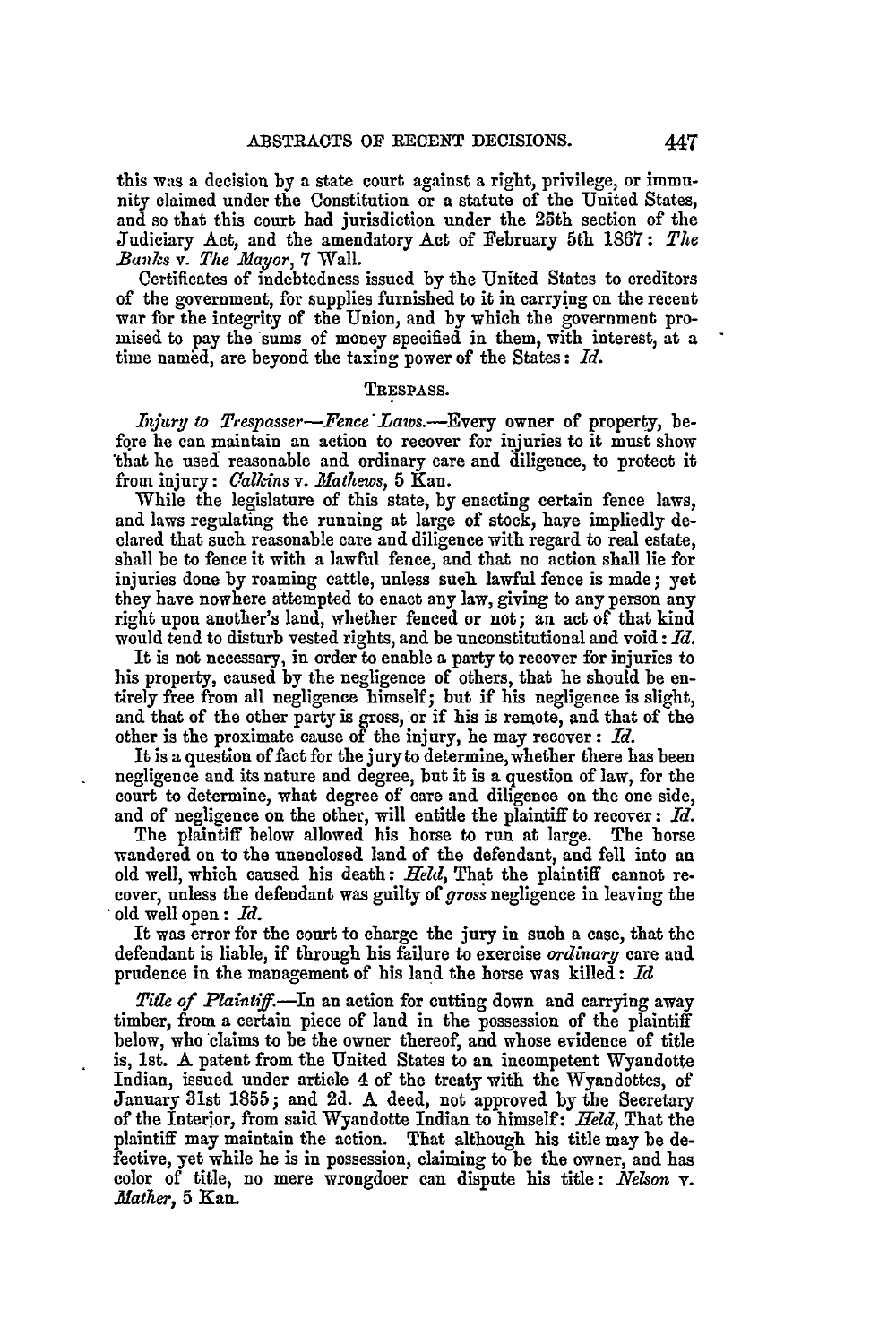this was a decision by a state court against a right, privilege, or immunity claimed under the Constitution or a statute of the United States, and so that this court had jurisdiction under the 25th section of the Judiciary Act, and the amendatory Act of February 5th 1867: *The Banks* v. *The Mayor*, 7 Wall.

Certificates of indebtedness issued by the United States to creditors of the government, for supplies furnished to it in carrying on the recent war for the integrity of the Union, and by which the government promised to pay the sums of money specified in them, with interest, at a time named, are beyond the taxing power of the States: *Id.*

### TRESPASS.

*Injury to Trespasser—Fence Laws.*—Every owner of property, before he can maintain an action to recover for injuries to it must show that he used reasonable and ordinary care and diligence, to protect it from injury: *Calkins* v. *Mathews*, 5 Kan.

While the legislature of this state, by enacting certain fence laws, and laws regulating the running at large of stock, have impliedly declared that such reasonable care and diligence with regard to real estate, shall be to fence it with a lawful fence, and that no action shall lie for injuries done by roaming cattle, unless such lawful fence is made; yet they have nowhere attempted to enact any law, giving to any person any right upon another's land, whether fenced or not; an act of that kind would tend to disturb vested rights, and be unconstitutional and void: *Id.*

It is not necessary, in order to enable a party to recover for injuries to his property, caused by the negligence of others, that he should be entirely free from all negligence himself; but if his negligence is slight, and that of the other party is gross, or if his is remote, and that of the other is the proximate cause of the injury, he may recover: *Id.*

It is a question of fact for the jury to determine, whether there has been negligence and its nature and degree, but it is a question of law, for the court to determine, what degree of care and diligence on the one side, and of negligence on the other, will entitle the plaintiff to recover: *Id.*

The plaintiff below allowed his horse to run at large. The horse wandered on to the unenclosed land of the defendant, and fell into an old well, which caused his death: *Held*, That the plaintiff cannot recover, unless the defendant was guilty of *gross* negligence in leaving the old well open: *Id.*

It was error for the court to charge the jury in such a case, that the defendant is liable, if through his failure to exercise *ordinary* care and prudence in the management of his land the horse was killed: *Id*

*Title of Plaintiff.*—In an action for cutting down and carrying away timber, from a certain piece of land in the possession of the plaintiff below, who claims to be the owner thereof, and whose evidence of title is, 1st. A patent from the United States to an incompetent Wyandotte Indian, issued under article 4 of the treaty with the Wyandottes, of January 31st 1855; and 2d. A deed, not approved by the Secretary of the Interior, from said Wyandotte Indian to himself: *Held*, That the plaintiff may maintain the action. That although his title may be defective, yet while he is in possession, claiming to be the owner, and has color of title, no mere wrongdoer can dispute his title: *Nelson* v. *Mather*, 5 Kan.